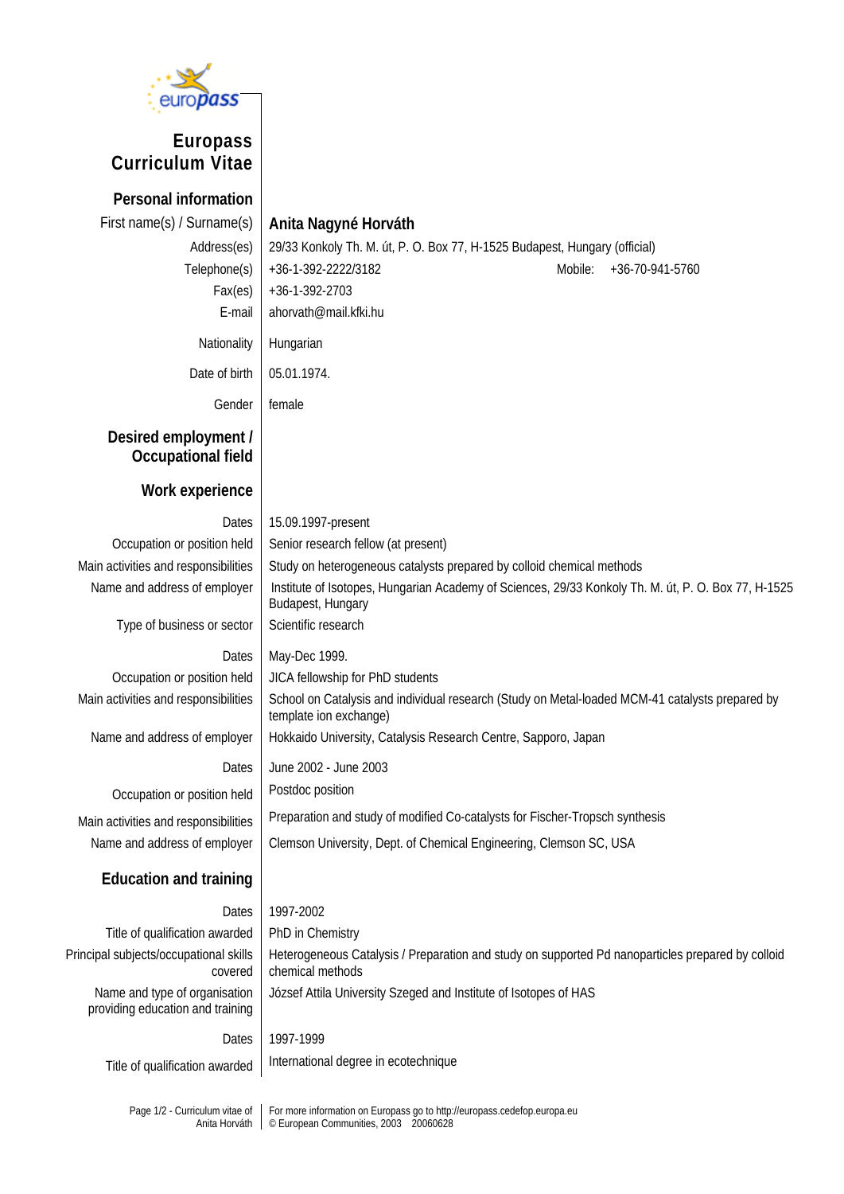# Europass Curriculum Vitae

## Personal information

| | |
|---|---|
| First name(s) / Surname(s) | **Anita Nagyné Horváth** |
| Address(es) | 29/33 Konkoly Th. M. út, P. O. Box 77, H-1525 Budapest, Hungary (official) |
| Telephone(s) | +36-1-392-2222/3182 Mobile: +36-70-941-5760 |
| Fax(es) | +36-1-392-2703 |
| E-mail | ahorvath@mail.kfki.hu |
| Nationality | Hungarian |
| Date of birth | 05.01.1974. |
| Gender | female |

## Desired employment / Occupational field

## Work experience

| | |
|---|---|
| Dates | 15.09.1997-present |
| Occupation or position held | Senior research fellow (at present) |
| Main activities and responsibilities | Study on heterogeneous catalysts prepared by colloid chemical methods |
| Name and address of employer | Institute of Isotopes, Hungarian Academy of Sciences, 29/33 Konkoly Th. M. út, P. O. Box 77, H-1525 Budapest, Hungary |
| Type of business or sector | Scientific research |

| | |
|---|---|
| Dates | May-Dec 1999. |
| Occupation or position held | JICA fellowship for PhD students |
| Main activities and responsibilities | School on Catalysis and individual research (Study on Metal-loaded MCM-41 catalysts prepared by template ion exchange) |
| Name and address of employer | Hokkaido University, Catalysis Research Centre, Sapporo, Japan |

| | |
|---|---|
| Dates | June 2002 - June 2003 |
| Occupation or position held | Postdoc position |
| Main activities and responsibilities | Preparation and study of modified Co-catalysts for Fischer-Tropsch synthesis |
| Name and address of employer | Clemson University, Dept. of Chemical Engineering, Clemson SC, USA |

## Education and training

| | |
|---|---|
| Dates | 1997-2002 |
| Title of qualification awarded | PhD in Chemistry |
| Principal subjects/occupational skills covered | Heterogeneous Catalysis / Preparation and study on supported Pd nanoparticles prepared by colloid chemical methods |
| Name and type of organisation providing education and training | József Attila University Szeged and Institute of Isotopes of HAS |

| | |
|---|---|
| Dates | 1997-1999 |
| Title of qualification awarded | International degree in ecotechnique |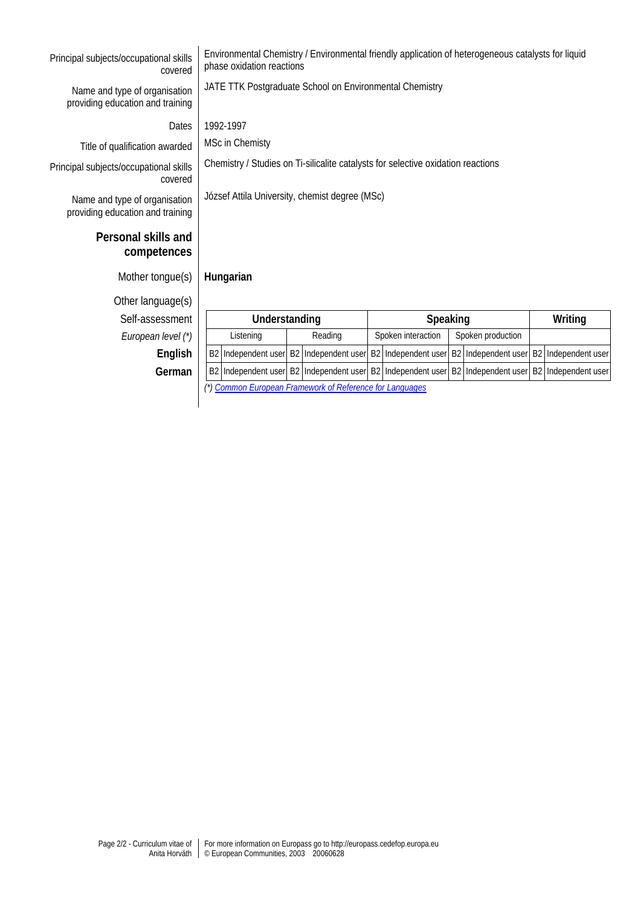| | |
|---|---|
| Principal subjects/occupational skills covered | Environmental Chemistry / Environmental friendly application of heterogeneous catalysts for liquid phase oxidation reactions |
| Name and type of organisation providing education and training | JATE TTK Postgraduate School on Environmental Chemistry |
| Dates | 1992-1997 |
| Title of qualification awarded | MSc in Chemisty |
| Principal subjects/occupational skills covered | Chemistry / Studies on Ti-silicalite catalysts for selective oxidation reactions |
| Name and type of organisation providing education and training | József Attila University, chemist degree (MSc) |

## Personal skills and competences

Mother tongue(s): **Hungarian**

Other language(s)

| Self-assessment | Understanding | | | | Speaking | | | | Writing | |
|---|---|---|---|---|---|---|---|---|---|---|
| *European level (\*)* | Listening | | Reading | | Spoken interaction | | Spoken production | | | |
| **English** | B2 | Independent user | B2 | Independent user | B2 | Independent user | B2 | Independent user | B2 | Independent user |
| **German** | B2 | Independent user | B2 | Independent user | B2 | Independent user | B2 | Independent user | B2 | Independent user |

*(\*) Common European Framework of Reference for Languages*